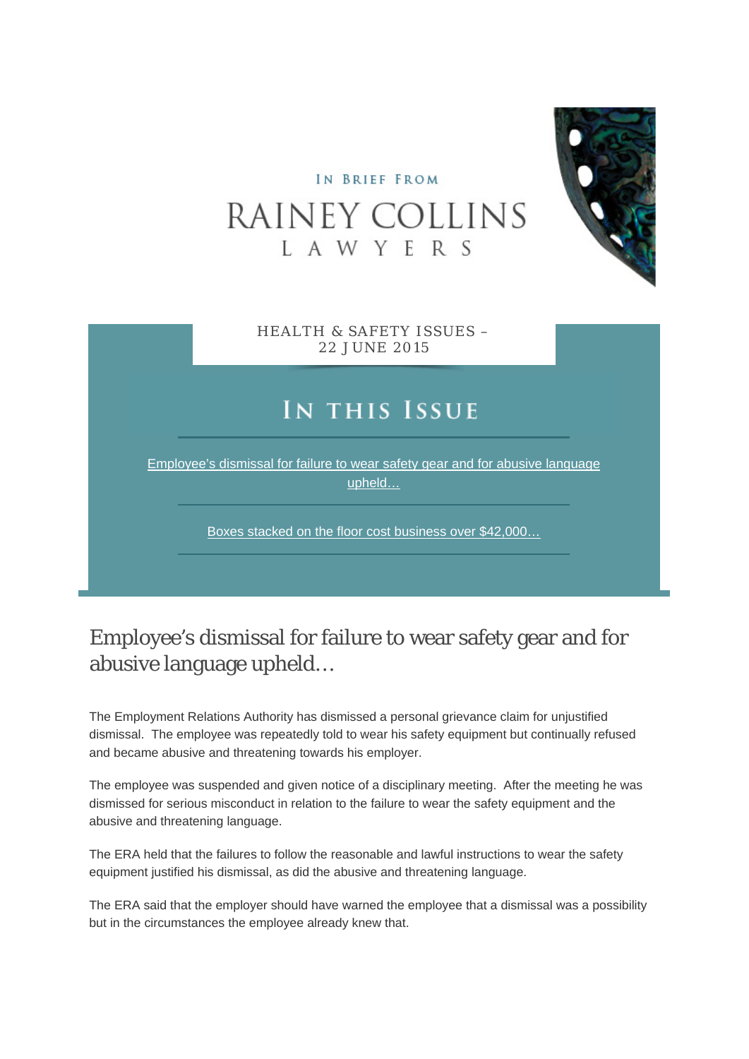In Brief From

# RAINEY COLLINS LAWYERS

HEALTH & SAFETY ISSUES – 22 JUNE 2015

## In this Issue

[Employee's dismissal for failure to wear safety gear and for abusive language upheld…]

[Boxes stacked on the floor cost business over $42,000…]

## Employee's dismissal for failure to wear safety gear and for abusive language upheld…

The Employment Relations Authority has dismissed a personal grievance claim for unjustified dismissal. The employee was repeatedly told to wear his safety equipment but continually refused and became abusive and threatening towards his employer.

The employee was suspended and given notice of a disciplinary meeting. After the meeting he was dismissed for serious misconduct in relation to the failure to wear the safety equipment and the abusive and threatening language.

The ERA held that the failures to follow the reasonable and lawful instructions to wear the safety equipment justified his dismissal, as did the abusive and threatening language.

The ERA said that the employer should have warned the employee that a dismissal was a possibility but in the circumstances the employee already knew that.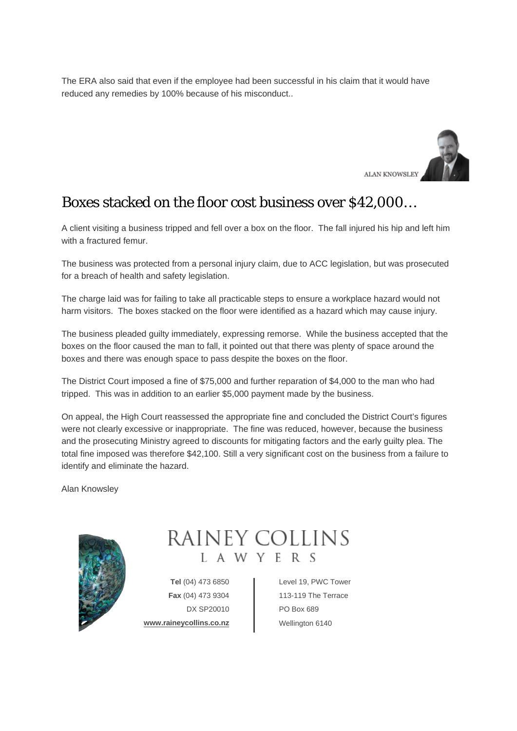The ERA also said that even if the employee had been successful in his claim that it would have reduced any remedies by 100% because of his misconduct..

ALAN KNOWSLEY

## Boxes stacked on the floor cost business over $42,000…

A client visiting a business tripped and fell over a box on the floor. The fall injured his hip and left him with a fractured femur.

The business was protected from a personal injury claim, due to ACC legislation, but was prosecuted for a breach of health and safety legislation.

The charge laid was for failing to take all practicable steps to ensure a workplace hazard would not harm visitors. The boxes stacked on the floor were identified as a hazard which may cause injury.

The business pleaded guilty immediately, expressing remorse. While the business accepted that the boxes on the floor caused the man to fall, it pointed out that there was plenty of space around the boxes and there was enough space to pass despite the boxes on the floor.

The District Court imposed a fine of $75,000 and further reparation of $4,000 to the man who had tripped. This was in addition to an earlier $5,000 payment made by the business.

On appeal, the High Court reassessed the appropriate fine and concluded the District Court's figures were not clearly excessive or inappropriate. The fine was reduced, however, because the business and the prosecuting Ministry agreed to discounts for mitigating factors and the early guilty plea. The total fine imposed was therefore $42,100. Still a very significant cost on the business from a failure to identify and eliminate the hazard.

Alan Knowsley

RAINEY COLLINS
LAWYERS

**Tel** (04) 473 6850
**Fax** (04) 473 9304
DX SP20010
**www.raineycollins.co.nz**

Level 19, PWC Tower
113-119 The Terrace
PO Box 689
Wellington 6140